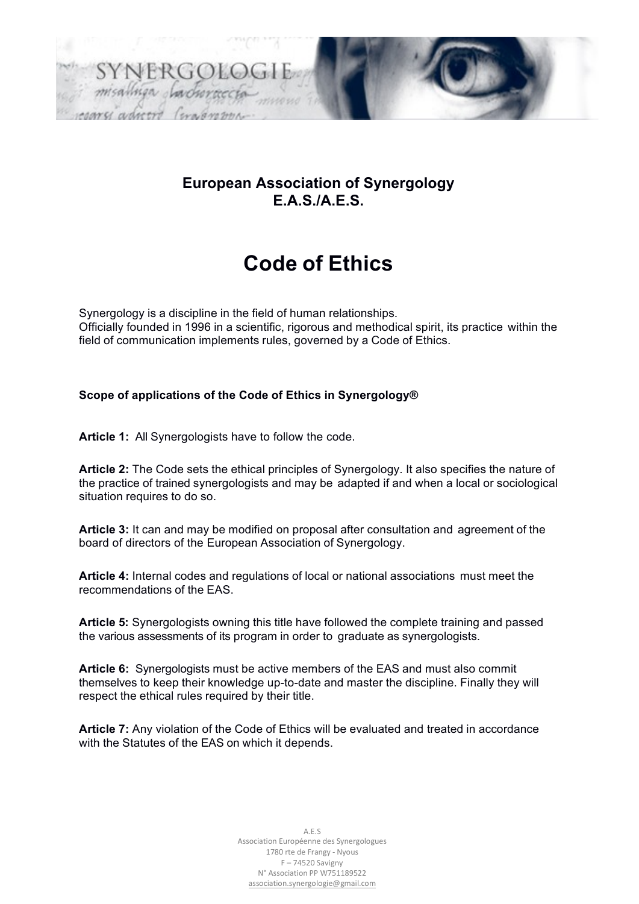**European Association of Synergology**
**E.A.S./A.E.S.**

# Code of Ethics

Synergology is a discipline in the field of human relationships.
Officially founded in 1996 in a scientific, rigorous and methodical spirit, its practice within the field of communication implements rules, governed by a Code of Ethics.

### Scope of applications of the Code of Ethics in Synergology®

**Article 1:** All Synergologists have to follow the code.

**Article 2:** The Code sets the ethical principles of Synergology. It also specifies the nature of the practice of trained synergologists and may be adapted if and when a local or sociological situation requires to do so.

**Article 3:** It can and may be modified on proposal after consultation and agreement of the board of directors of the European Association of Synergology.

**Article 4:** Internal codes and regulations of local or national associations must meet the recommendations of the EAS.

**Article 5:** Synergologists owning this title have followed the complete training and passed the various assessments of its program in order to graduate as synergologists.

**Article 6:** Synergologists must be active members of the EAS and must also commit themselves to keep their knowledge up-to-date and master the discipline. Finally they will respect the ethical rules required by their title.

**Article 7:** Any violation of the Code of Ethics will be evaluated and treated in accordance with the Statutes of the EAS on which it depends.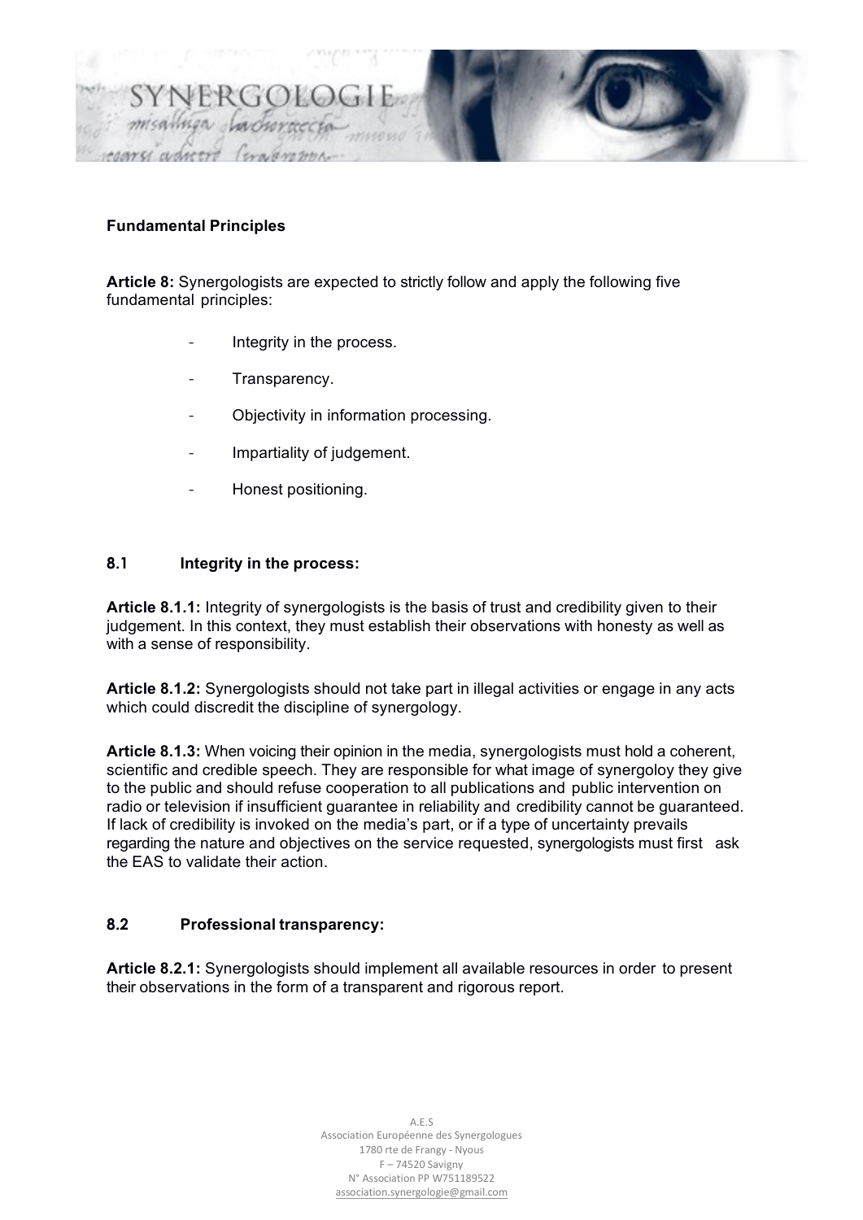**Fundamental Principles**

**Article 8:** Synergologists are expected to strictly follow and apply the following five fundamental principles:

- Integrity in the process.
- Transparency.
- Objectivity in information processing.
- Impartiality of judgement.
- Honest positioning.

**8.1 Integrity in the process:**

**Article 8.1.1:** Integrity of synergologists is the basis of trust and credibility given to their judgement. In this context, they must establish their observations with honesty as well as with a sense of responsibility.

**Article 8.1.2:** Synergologists should not take part in illegal activities or engage in any acts which could discredit the discipline of synergology.

**Article 8.1.3:** When voicing their opinion in the media, synergologists must hold a coherent, scientific and credible speech. They are responsible for what image of synergoloy they give to the public and should refuse cooperation to all publications and public intervention on radio or television if insufficient guarantee in reliability and credibility cannot be guaranteed. If lack of credibility is invoked on the media's part, or if a type of uncertainty prevails regarding the nature and objectives on the service requested, synergologists must first ask the EAS to validate their action.

**8.2 Professional transparency:**

**Article 8.2.1:** Synergologists should implement all available resources in order to present their observations in the form of a transparent and rigorous report.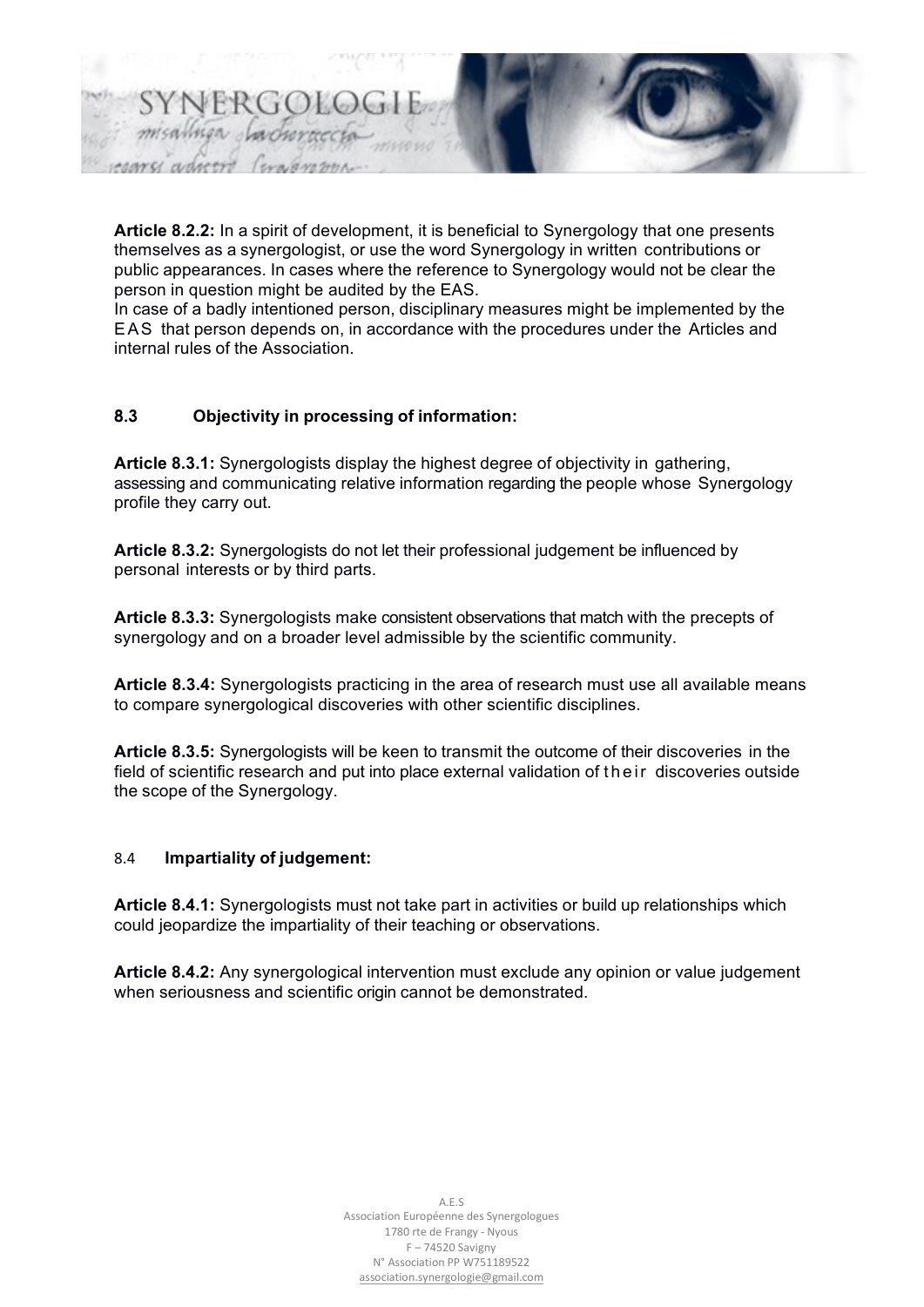**Article 8.2.2:** In a spirit of development, it is beneficial to Synergology that one presents themselves as a synergologist, or use the word Synergology in written contributions or public appearances. In cases where the reference to Synergology would not be clear the person in question might be audited by the EAS.
In case of a badly intentioned person, disciplinary measures might be implemented by the EAS that person depends on, in accordance with the procedures under the Articles and internal rules of the Association.

### 8.3 Objectivity in processing of information:

**Article 8.3.1:** Synergologists display the highest degree of objectivity in gathering, assessing and communicating relative information regarding the people whose Synergology profile they carry out.

**Article 8.3.2:** Synergologists do not let their professional judgement be influenced by personal interests or by third parts.

**Article 8.3.3:** Synergologists make consistent observations that match with the precepts of synergology and on a broader level admissible by the scientific community.

**Article 8.3.4:** Synergologists practicing in the area of research must use all available means to compare synergological discoveries with other scientific disciplines.

**Article 8.3.5:** Synergologists will be keen to transmit the outcome of their discoveries in the field of scientific research and put into place external validation of their discoveries outside the scope of the Synergology.

### 8.4 Impartiality of judgement:

**Article 8.4.1:** Synergologists must not take part in activities or build up relationships which could jeopardize the impartiality of their teaching or observations.

**Article 8.4.2:** Any synergological intervention must exclude any opinion or value judgement when seriousness and scientific origin cannot be demonstrated.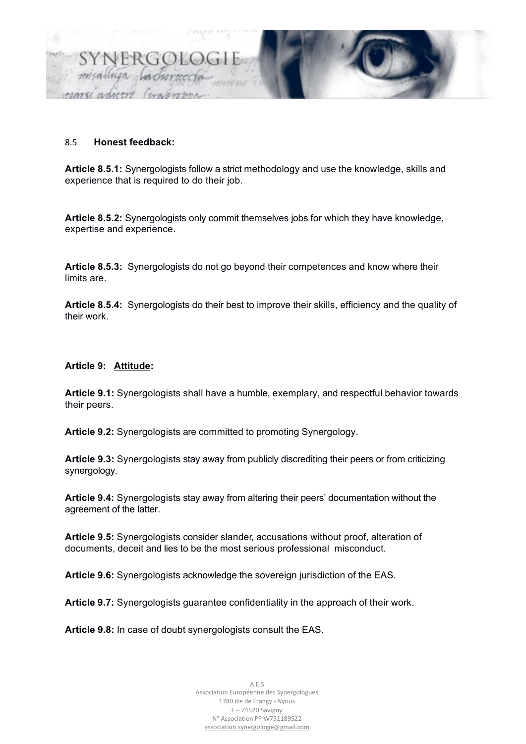### 8.5 **Honest feedback:**

**Article 8.5.1:** Synergologists follow a strict methodology and use the knowledge, skills and experience that is required to do their job.

**Article 8.5.2:** Synergologists only commit themselves jobs for which they have knowledge, expertise and experience.

**Article 8.5.3:** Synergologists do not go beyond their competences and know where their limits are.

**Article 8.5.4:** Synergologists do their best to improve their skills, efficiency and the quality of their work.

## **Article 9: Attitude:**

**Article 9.1:** Synergologists shall have a humble, exemplary, and respectful behavior towards their peers.

**Article 9.2:** Synergologists are committed to promoting Synergology.

**Article 9.3:** Synergologists stay away from publicly discrediting their peers or from criticizing synergology.

**Article 9.4:** Synergologists stay away from altering their peers' documentation without the agreement of the latter.

**Article 9.5:** Synergologists consider slander, accusations without proof, alteration of documents, deceit and lies to be the most serious professional misconduct.

**Article 9.6:** Synergologists acknowledge the sovereign jurisdiction of the EAS.

**Article 9.7:** Synergologists guarantee confidentiality in the approach of their work.

**Article 9.8:** In case of doubt synergologists consult the EAS.